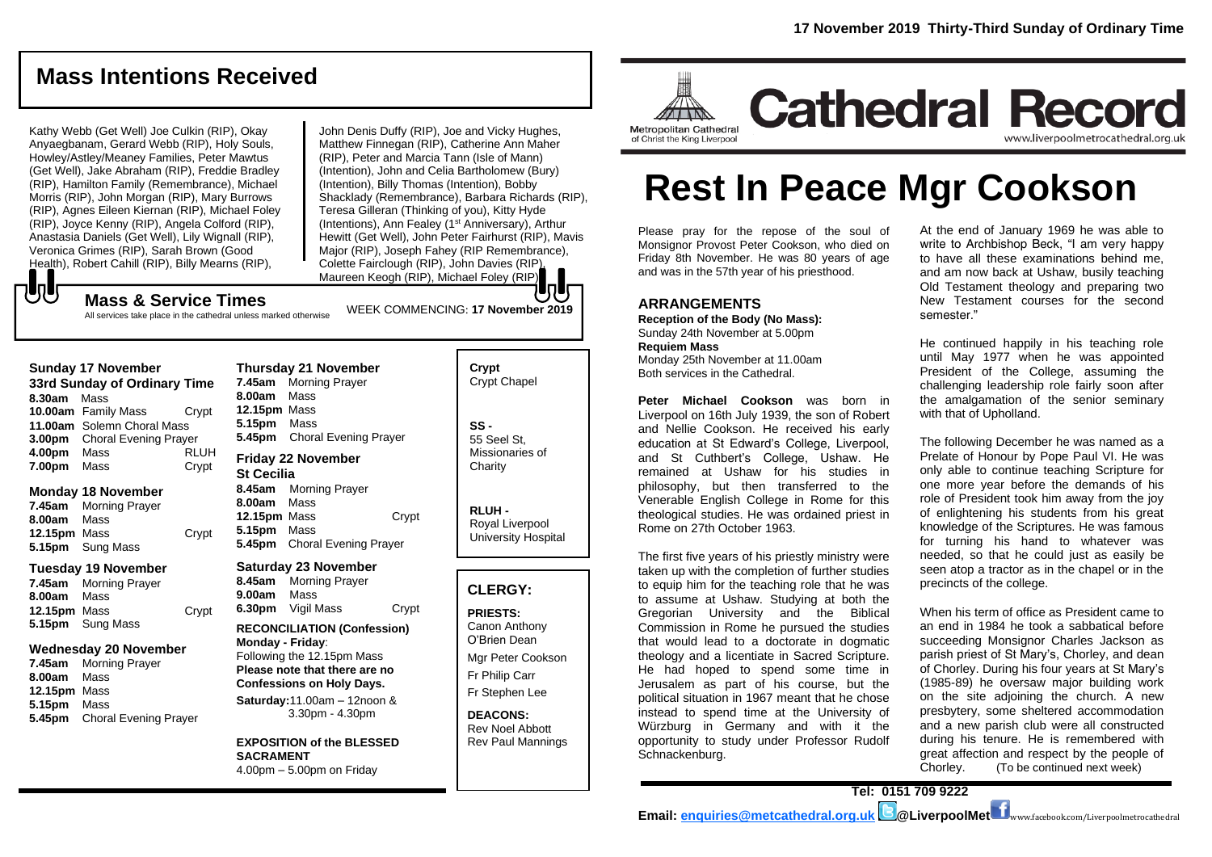17 November 2019 Thirty-Third Sunday of Ordinary Time

# Cathedral Record

Metropolitan Cathedral of Christ the King Liverpool

www.liverpoolmetrocathedral.org.uk

# Rest In Peace Mgr Cookson

Please pray for the repose of the soul of Monsignor Provost Peter Cookson, who died on Friday 8th November. He was 80 years of age and was in the 57th year of his priesthood.

## ARRANGEMENTS

**Reception of the Body (No Mass):**
Sunday 24th November at 5.00pm
**Requiem Mass**
Monday 25th November at 11.00am
Both services in the Cathedral.

**Peter Michael Cookson** was born in Liverpool on 16th July 1939, the son of Robert and Nellie Cookson. He received his early education at St Edward's College, Liverpool, and St Cuthbert's College, Ushaw. He remained at Ushaw for his studies in philosophy, but then transferred to the Venerable English College in Rome for this theological studies. He was ordained priest in Rome on 27th October 1963.

The first five years of his priestly ministry were taken up with the completion of further studies to equip him for the teaching role that he was to assume at Ushaw. Studying at both the Gregorian University and the Biblical Commission in Rome he pursued the studies that would lead to a doctorate in dogmatic theology and a licentiate in Sacred Scripture. He had hoped to spend some time in Jerusalem as part of his course, but the political situation in 1967 meant that he chose instead to spend time at the University of Würzburg in Germany and with it the opportunity to study under Professor Rudolf Schnackenburg.

At the end of January 1969 he was able to write to Archbishop Beck, "I am very happy to have all these examinations behind me, and am now back at Ushaw, busily teaching Old Testament theology and preparing two New Testament courses for the second semester."

He continued happily in his teaching role until May 1977 when he was appointed President of the College, assuming the challenging leadership role fairly soon after the amalgamation of the senior seminary with that of Upholland.

The following December he was named as a Prelate of Honour by Pope Paul VI. He was only able to continue teaching Scripture for one more year before the demands of his role of President took him away from the joy of enlightening his students from his great knowledge of the Scriptures. He was famous for turning his hand to whatever was needed, so that he could just as easily be seen atop a tractor as in the chapel or in the precincts of the college.

When his term of office as President came to an end in 1984 he took a sabbatical before succeeding Monsignor Charles Jackson as parish priest of St Mary's, Chorley, and dean of Chorley. During his four years at St Mary's (1985-89) he oversaw major building work on the site adjoining the church. A new presbytery, some sheltered accommodation and a new parish club were all constructed during his tenure. He is remembered with great affection and respect by the people of Chorley. (To be continued next week)

## Mass Intentions Received

Kathy Webb (Get Well) Joe Culkin (RIP), Okay Anyaegbanam, Gerard Webb (RIP), Holy Souls, Howley/Astley/Meaney Families, Peter Mawtus (Get Well), Jake Abraham (RIP), Freddie Bradley (RIP), Hamilton Family (Remembrance), Michael Morris (RIP), John Morgan (RIP), Mary Burrows (RIP), Agnes Eileen Kiernan (RIP), Michael Foley (RIP), Joyce Kenny (RIP), Angela Colford (RIP), Anastasia Daniels (Get Well), Lily Wignall (RIP), Veronica Grimes (RIP), Sarah Brown (Good Health), Robert Cahill (RIP), Billy Mearns (RIP), John Denis Duffy (RIP), Joe and Vicky Hughes, Matthew Finnegan (RIP), Catherine Ann Maher (RIP), Peter and Marcia Tann (Isle of Mann) (Intention), John and Celia Bartholomew (Bury) (Intention), Billy Thomas (Intention), Bobby Shacklady (Remembrance), Barbara Richards (RIP), Teresa Gilleran (Thinking of you), Kitty Hyde (Intentions), Ann Fealey (1st Anniversary), Arthur Hewitt (Get Well), John Peter Fairhurst (RIP), Mavis Major (RIP), Joseph Fahey (RIP Remembrance), Colette Fairclough (RIP), John Davies (RIP), Maureen Keogh (RIP), Michael Foley (RIP)

## Mass & Service Times

All services take place in the cathedral unless marked otherwise

WEEK COMMENCING: **17 November 2019**

### Sunday 17 November
**33rd Sunday of Ordinary Time**

| | | |
|---|---|---|
| **8.30am** | Mass | |
| **10.00am** | Family Mass | Crypt |
| **11.00am** | Solemn Choral Mass | |
| **3.00pm** | Choral Evening Prayer | |
| **4.00pm** | Mass | RLUH |
| **7.00pm** | Mass | Crypt |

### Monday 18 November

| | | |
|---|---|---|
| **7.45am** | Morning Prayer | |
| **8.00am** | Mass | |
| **12.15pm** | Mass | Crypt |
| **5.15pm** | Sung Mass | |

### Tuesday 19 November

| | | |
|---|---|---|
| **7.45am** | Morning Prayer | |
| **8.00am** | Mass | |
| **12.15pm** | Mass | Crypt |
| **5.15pm** | Sung Mass | |

### Wednesday 20 November

| | | |
|---|---|---|
| **7.45am** | Morning Prayer | |
| **8.00am** | Mass | |
| **12.15pm** | Mass | |
| **5.15pm** | Mass | |
| **5.45pm** | Choral Evening Prayer | |

### Thursday 21 November

| | | |
|---|---|---|
| **7.45am** | Morning Prayer | |
| **8.00am** | Mass | |
| **12.15pm** | Mass | |
| **5.15pm** | Mass | |
| **5.45pm** | Choral Evening Prayer | |

### Friday 22 November
**St Cecilia**

| | | |
|---|---|---|
| **8.45am** | Morning Prayer | |
| **8.00am** | Mass | |
| **12.15pm** | Mass | Crypt |
| **5.15pm** | Mass | |
| **5.45pm** | Choral Evening Prayer | |

### Saturday 23 November

| | | |
|---|---|---|
| **8.45am** | Morning Prayer | |
| **9.00am** | Mass | |
| **6.30pm** | Vigil Mass | Crypt |

**RECONCILIATION (Confession)**
**Monday - Friday**:
Following the 12.15pm Mass
**Please note that there are no Confessions on Holy Days.**
**Saturday:** 11.00am – 12noon & 3.30pm - 4.30pm

**EXPOSITION of the BLESSED SACRAMENT**
4.00pm – 5.00pm on Friday

**Crypt** Crypt Chapel

**SS -** 55 Seel St, Missionaries of Charity

**RLUH -** Royal Liverpool University Hospital

## CLERGY:

**PRIESTS:**
Canon Anthony O'Brien Dean
Mgr Peter Cookson
Fr Philip Carr
Fr Stephen Lee

**DEACONS:**
Rev Noel Abbott
Rev Paul Mannings

**Tel: 0151 709 9222**
**Email: enquiries@metcathedral.org.uk** @LiverpoolMet www.facebook.com/Liverpoolmetrocathedral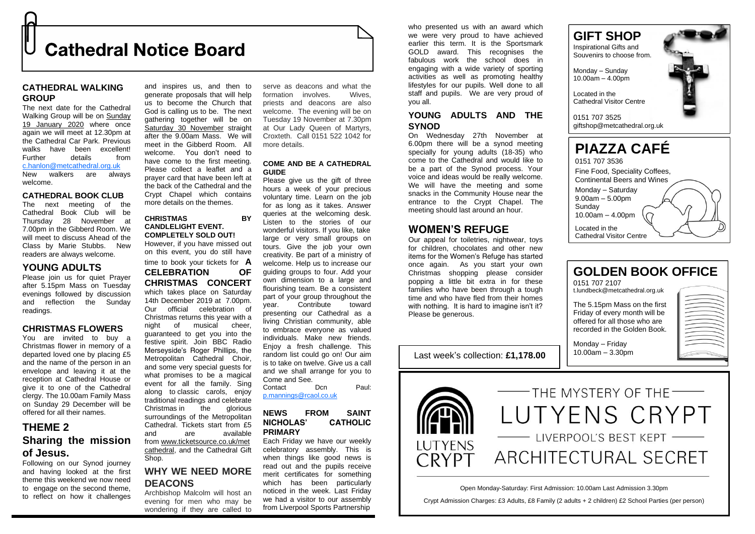# Cathedral Notice Board

## CATHEDRAL WALKING GROUP

The next date for the Cathedral Walking Group will be on Sunday 19 January 2020 where once again we will meet at 12.30pm at the Cathedral Car Park. Previous walks have been excellent! Further details from c.hanlon@metcathedral.org.uk New walkers are always welcome.

### CATHEDRAL BOOK CLUB

The next meeting of the Cathedral Book Club will be Thursday 28 November at 7.00pm in the Gibberd Room. We will meet to discuss Ahead of the Class by Marie Stubbs. New readers are always welcome.

## YOUNG ADULTS

Please join us for quiet Prayer after 5.15pm Mass on Tuesday evenings followed by discussion and reflection the Sunday readings.

### CHRISTMAS FLOWERS

You are invited to buy a Christmas flower in memory of a departed loved one by placing £5 and the name of the person in an envelope and leaving it at the reception at Cathedral House or give it to one of the Cathedral clergy. The 10.00am Family Mass on Sunday 29 December will be offered for all their names.

## THEME 2

## Sharing the mission of Jesus.

Following on our Synod journey and having looked at the first theme this weekend we now need to engage on the second theme, to reflect on how it challenges and inspires us, and then to generate proposals that will help us to become the Church that God is calling us to be. The next gathering together will be on Saturday 30 November straight after the 9.00am Mass. We will meet in the Gibberd Room. All welcome. You don't need to have come to the first meeting. Please collect a leaflet and a prayer card that have been left at the back of the Cathedral and the Crypt Chapel which contains more details on the themes.

**CHRISTMAS BY CANDLELIGHT EVENT. COMPLETELY SOLD OUT!**

However, if you have missed out on this event, you do still have time to book your tickets for **A CELEBRATION OF CHRISTMAS CONCERT** which takes place on Saturday 14th December 2019 at 7.00pm. Our official celebration of Christmas returns this year with a night of musical cheer, guaranteed to get you into the festive spirit. Join BBC Radio Merseyside's Roger Phillips, the Metropolitan Cathedral Choir, and some very special guests for what promises to be a magical event for all the family. Sing along to classic carols, enjoy traditional readings and celebrate Christmas in the glorious surroundings of the Metropolitan Cathedral. Tickets start from £5 and are available from www.ticketsource.co.uk/metcathedral, and the Cathedral Gift Shop.

## WHY WE NEED MORE DEACONS

Archbishop Malcolm will host an evening for men who may be wondering if they are called to serve as deacons and what the formation involves. Wives, priests and deacons are also welcome. The evening will be on Tuesday 19 November at 7.30pm at Our Lady Queen of Martyrs, Croxteth. Call 0151 522 1042 for more details.

### COME AND BE A CATHEDRAL GUIDE

Please give us the gift of three hours a week of your precious voluntary time. Learn on the job for as long as it takes. Answer queries at the welcoming desk. Listen to the stories of our wonderful visitors. If you like, take large or very small groups on tours. Give the job your own creativity. Be part of a ministry of welcome. Help us to increase our guiding groups to four. Add your own dimension to a large and flourishing team. Be a consistent part of your group throughout the year. Contribute toward presenting our Cathedral as a living Christian community, able to embrace everyone as valued individuals. Make new friends. Enjoy a fresh challenge. This random list could go on! Our aim is to take on twelve. Give us a call and we shall arrange for you to Come and See.

Contact Dcn Paul: p.mannings@rcaol.co.uk

### NEWS FROM SAINT NICHOLAS' CATHOLIC PRIMARY

Each Friday we have our weekly celebratory assembly. This is when things like good news is read out and the pupils receive merit certificates for something which has been particularly noticed in the week. Last Friday we had a visitor to our assembly from Liverpool Sports Partnership who presented us with an award which we were very proud to have achieved earlier this term. It is the Sportsmark GOLD award. This recognises the fabulous work the school does in engaging with a wide variety of sporting activities as well as promoting healthy lifestyles for our pupils. Well done to all staff and pupils. We are very proud of you all.

### YOUNG ADULTS AND THE SYNOD

On Wednesday 27th November at 6.00pm there will be a synod meeting specially for young adults (18-35) who come to the Cathedral and would like to be a part of the Synod process. Your voice and ideas would be really welcome. We will have the meeting and some snacks in the Community House near the entrance to the Crypt Chapel. The meeting should last around an hour.

## WOMEN'S REFUGE

Our appeal for toiletries, nightwear, toys for children, chocolates and other new items for the Women's Refuge has started once again. As you start your own Christmas shopping please consider popping a little bit extra in for these families who have been through a tough time and who have fled from their homes with nothing. It is hard to imagine isn't it? Please be generous.

Last week's collection: **£1,178.00**

## GIFT SHOP

Inspirational Gifts and Souvenirs to choose from.

Monday – Sunday
10.00am – 4.00pm

Located in the Cathedral Visitor Centre

0151 707 3525
giftshop@metcathedral.org.uk

## PIAZZA CAFÉ

0151 707 3536

Fine Food, Speciality Coffees, Continental Beers and Wines

Monday – Saturday
9.00am – 5.00pm
Sunday
10.00am – 4.00pm

Located in the Cathedral Visitor Centre

## GOLDEN BOOK OFFICE

0151 707 2107
t.lundbeck@metcathedral.org.uk

The 5.15pm Mass on the first Friday of every month will be offered for all those who are recorded in the Golden Book.

Monday – Friday
10.00am – 3.30pm

LUTYENS CRYPT

THE MYSTERY OF THE LUTYENS CRYPT

LIVERPOOL'S BEST KEPT ARCHITECTURAL SECRET

Open Monday-Saturday: First Admission: 10.00am Last Admission 3.30pm

Crypt Admission Charges: £3 Adults, £8 Family (2 adults + 2 children) £2 School Parties (per person)